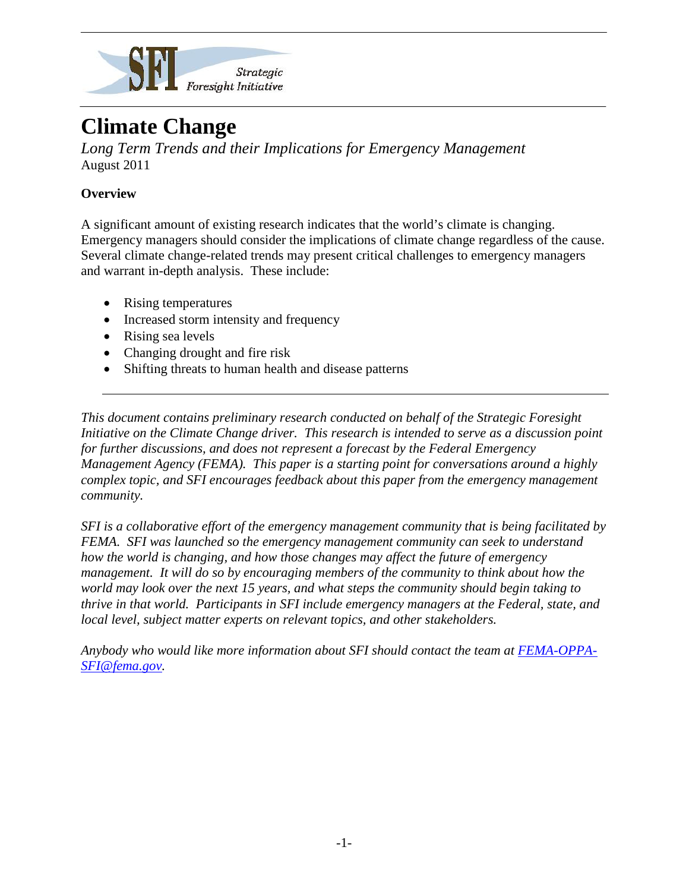# Climate Change

*Long Term Trends and their Implications for Emergency Management*
August 2011

**Overview**

A significant amount of existing research indicates that the world's climate is changing. Emergency managers should consider the implications of climate change regardless of the cause. Several climate change-related trends may present critical challenges to emergency managers and warrant in-depth analysis. These include:

- Rising temperatures
- Increased storm intensity and frequency
- Rising sea levels
- Changing drought and fire risk
- Shifting threats to human health and disease patterns

---

*This document contains preliminary research conducted on behalf of the Strategic Foresight Initiative on the Climate Change driver. This research is intended to serve as a discussion point for further discussions, and does not represent a forecast by the Federal Emergency Management Agency (FEMA). This paper is a starting point for conversations around a highly complex topic, and SFI encourages feedback about this paper from the emergency management community.*

*SFI is a collaborative effort of the emergency management community that is being facilitated by FEMA. SFI was launched so the emergency management community can seek to understand how the world is changing, and how those changes may affect the future of emergency management. It will do so by encouraging members of the community to think about how the world may look over the next 15 years, and what steps the community should begin taking to thrive in that world. Participants in SFI include emergency managers at the Federal, state, and local level, subject matter experts on relevant topics, and other stakeholders.*

*Anybody who would like more information about SFI should contact the team at [FEMA-OPPA-SFI@fema.gov](mailto:FEMA-OPPA-SFI@fema.gov).*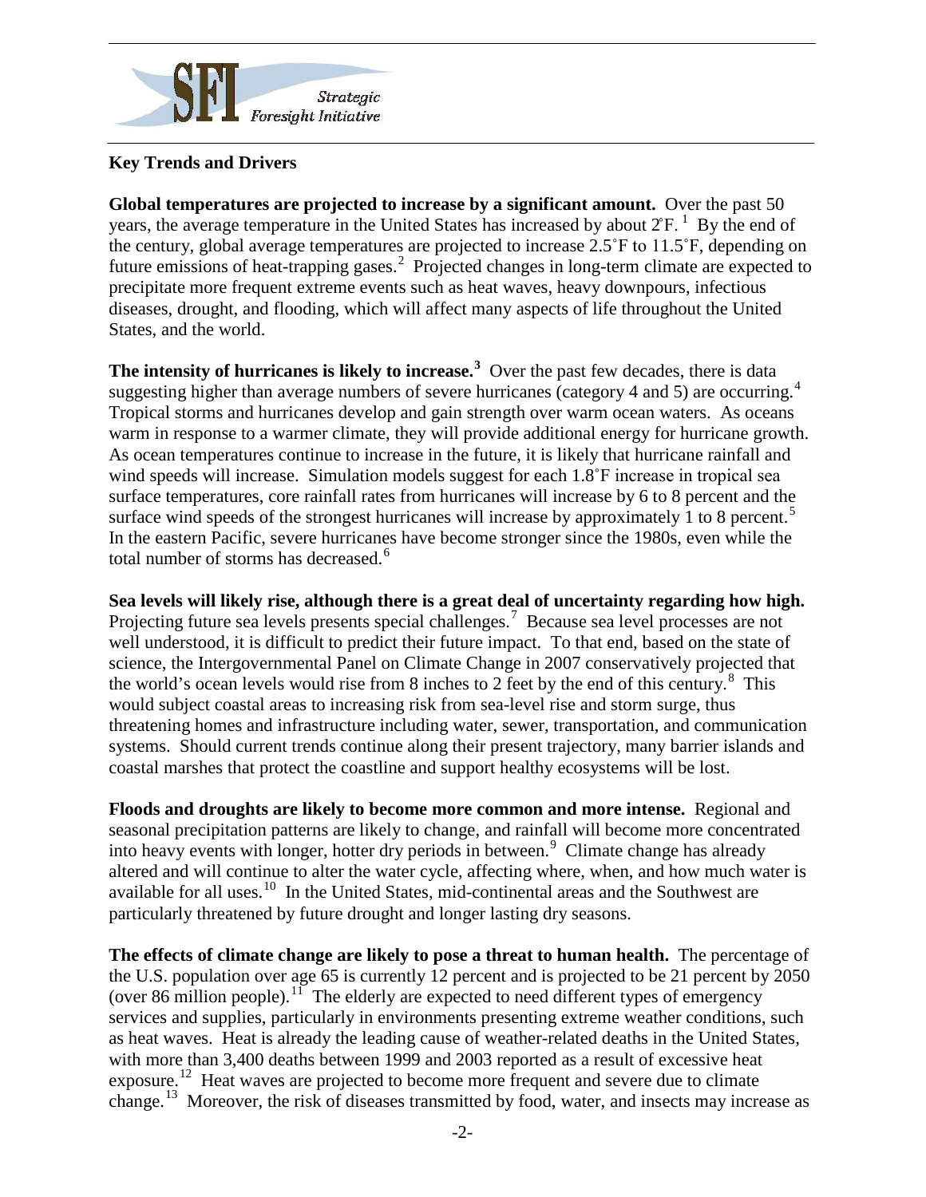## Key Trends and Drivers

**Global temperatures are projected to increase by a significant amount.** Over the past 50 years, the average temperature in the United States has increased by about 2˚F.[1] By the end of the century, global average temperatures are projected to increase 2.5˚F to 11.5˚F, depending on future emissions of heat-trapping gases.[2] Projected changes in long-term climate are expected to precipitate more frequent extreme events such as heat waves, heavy downpours, infectious diseases, drought, and flooding, which will affect many aspects of life throughout the United States, and the world.

**The intensity of hurricanes is likely to increase.[3]** Over the past few decades, there is data suggesting higher than average numbers of severe hurricanes (category 4 and 5) are occurring.[4] Tropical storms and hurricanes develop and gain strength over warm ocean waters. As oceans warm in response to a warmer climate, they will provide additional energy for hurricane growth. As ocean temperatures continue to increase in the future, it is likely that hurricane rainfall and wind speeds will increase. Simulation models suggest for each 1.8˚F increase in tropical sea surface temperatures, core rainfall rates from hurricanes will increase by 6 to 8 percent and the surface wind speeds of the strongest hurricanes will increase by approximately 1 to 8 percent.[5] In the eastern Pacific, severe hurricanes have become stronger since the 1980s, even while the total number of storms has decreased.[6]

**Sea levels will likely rise, although there is a great deal of uncertainty regarding how high.** Projecting future sea levels presents special challenges.[7] Because sea level processes are not well understood, it is difficult to predict their future impact. To that end, based on the state of science, the Intergovernmental Panel on Climate Change in 2007 conservatively projected that the world's ocean levels would rise from 8 inches to 2 feet by the end of this century.[8] This would subject coastal areas to increasing risk from sea-level rise and storm surge, thus threatening homes and infrastructure including water, sewer, transportation, and communication systems. Should current trends continue along their present trajectory, many barrier islands and coastal marshes that protect the coastline and support healthy ecosystems will be lost.

**Floods and droughts are likely to become more common and more intense.** Regional and seasonal precipitation patterns are likely to change, and rainfall will become more concentrated into heavy events with longer, hotter dry periods in between.[9] Climate change has already altered and will continue to alter the water cycle, affecting where, when, and how much water is available for all uses.[10] In the United States, mid-continental areas and the Southwest are particularly threatened by future drought and longer lasting dry seasons.

**The effects of climate change are likely to pose a threat to human health.** The percentage of the U.S. population over age 65 is currently 12 percent and is projected to be 21 percent by 2050 (over 86 million people).[11] The elderly are expected to need different types of emergency services and supplies, particularly in environments presenting extreme weather conditions, such as heat waves. Heat is already the leading cause of weather-related deaths in the United States, with more than 3,400 deaths between 1999 and 2003 reported as a result of excessive heat exposure.[12] Heat waves are projected to become more frequent and severe due to climate change.[13] Moreover, the risk of diseases transmitted by food, water, and insects may increase as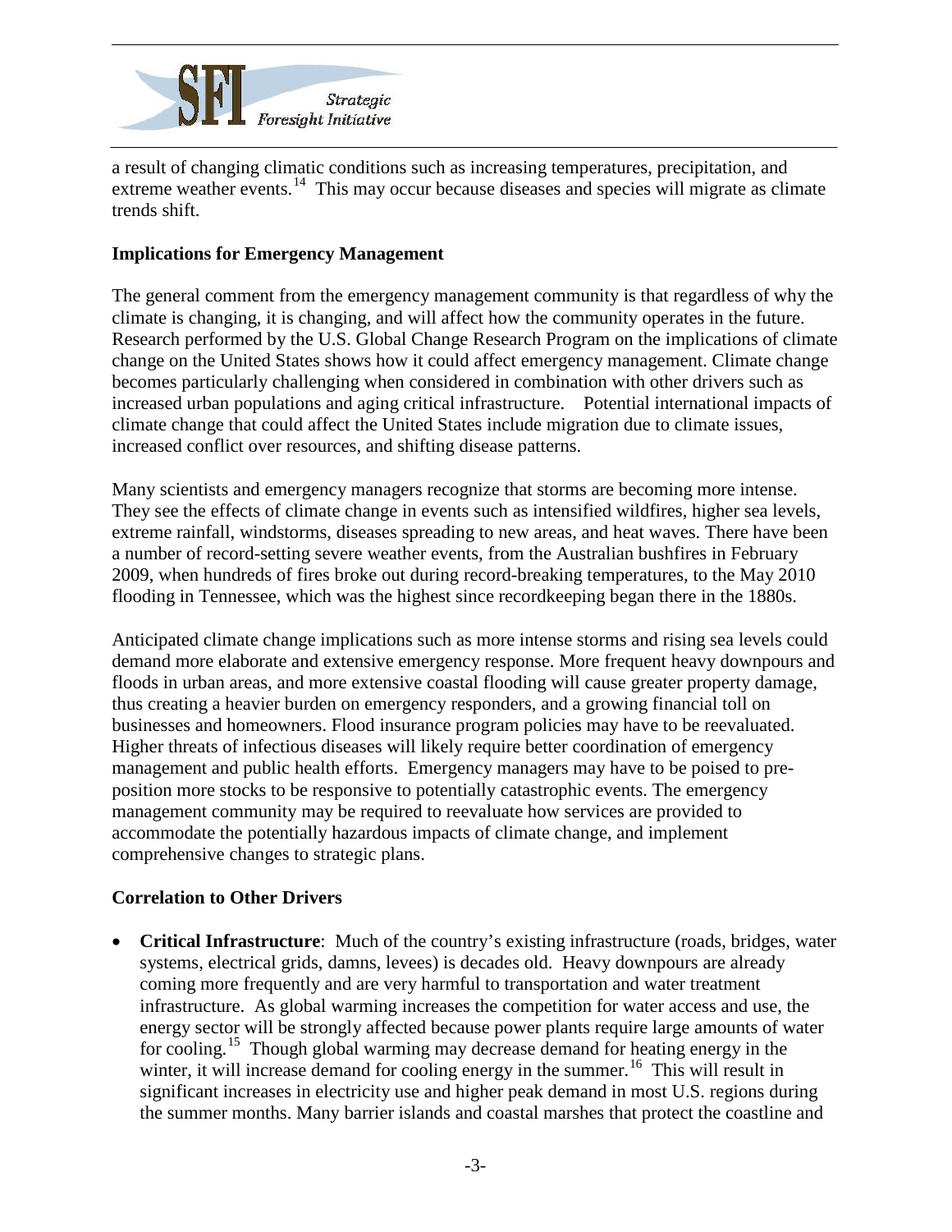a result of changing climatic conditions such as increasing temperatures, precipitation, and extreme weather events.[14] This may occur because diseases and species will migrate as climate trends shift.

**Implications for Emergency Management**

The general comment from the emergency management community is that regardless of why the climate is changing, it is changing, and will affect how the community operates in the future. Research performed by the U.S. Global Change Research Program on the implications of climate change on the United States shows how it could affect emergency management. Climate change becomes particularly challenging when considered in combination with other drivers such as increased urban populations and aging critical infrastructure. Potential international impacts of climate change that could affect the United States include migration due to climate issues, increased conflict over resources, and shifting disease patterns.

Many scientists and emergency managers recognize that storms are becoming more intense. They see the effects of climate change in events such as intensified wildfires, higher sea levels, extreme rainfall, windstorms, diseases spreading to new areas, and heat waves. There have been a number of record-setting severe weather events, from the Australian bushfires in February 2009, when hundreds of fires broke out during record-breaking temperatures, to the May 2010 flooding in Tennessee, which was the highest since recordkeeping began there in the 1880s.

Anticipated climate change implications such as more intense storms and rising sea levels could demand more elaborate and extensive emergency response. More frequent heavy downpours and floods in urban areas, and more extensive coastal flooding will cause greater property damage, thus creating a heavier burden on emergency responders, and a growing financial toll on businesses and homeowners. Flood insurance program policies may have to be reevaluated. Higher threats of infectious diseases will likely require better coordination of emergency management and public health efforts. Emergency managers may have to be poised to pre-position more stocks to be responsive to potentially catastrophic events. The emergency management community may be required to reevaluate how services are provided to accommodate the potentially hazardous impacts of climate change, and implement comprehensive changes to strategic plans.

**Correlation to Other Drivers**

- **Critical Infrastructure**: Much of the country's existing infrastructure (roads, bridges, water systems, electrical grids, damns, levees) is decades old. Heavy downpours are already coming more frequently and are very harmful to transportation and water treatment infrastructure. As global warming increases the competition for water access and use, the energy sector will be strongly affected because power plants require large amounts of water for cooling.[15] Though global warming may decrease demand for heating energy in the winter, it will increase demand for cooling energy in the summer.[16] This will result in significant increases in electricity use and higher peak demand in most U.S. regions during the summer months. Many barrier islands and coastal marshes that protect the coastline and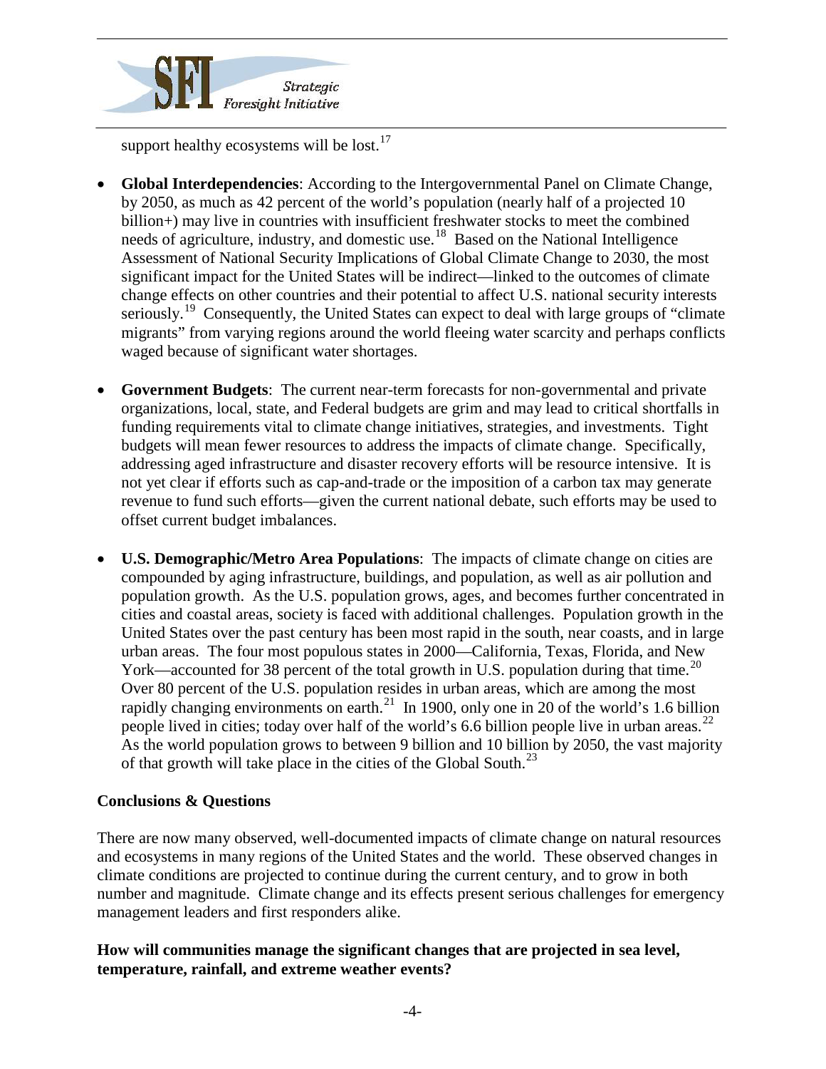support healthy ecosystems will be lost.[17]

- **Global Interdependencies**: According to the Intergovernmental Panel on Climate Change, by 2050, as much as 42 percent of the world's population (nearly half of a projected 10 billion+) may live in countries with insufficient freshwater stocks to meet the combined needs of agriculture, industry, and domestic use.[18] Based on the National Intelligence Assessment of National Security Implications of Global Climate Change to 2030, the most significant impact for the United States will be indirect—linked to the outcomes of climate change effects on other countries and their potential to affect U.S. national security interests seriously.[19] Consequently, the United States can expect to deal with large groups of "climate migrants" from varying regions around the world fleeing water scarcity and perhaps conflicts waged because of significant water shortages.

- **Government Budgets**: The current near-term forecasts for non-governmental and private organizations, local, state, and Federal budgets are grim and may lead to critical shortfalls in funding requirements vital to climate change initiatives, strategies, and investments. Tight budgets will mean fewer resources to address the impacts of climate change. Specifically, addressing aged infrastructure and disaster recovery efforts will be resource intensive. It is not yet clear if efforts such as cap-and-trade or the imposition of a carbon tax may generate revenue to fund such efforts—given the current national debate, such efforts may be used to offset current budget imbalances.

- **U.S. Demographic/Metro Area Populations**: The impacts of climate change on cities are compounded by aging infrastructure, buildings, and population, as well as air pollution and population growth. As the U.S. population grows, ages, and becomes further concentrated in cities and coastal areas, society is faced with additional challenges. Population growth in the United States over the past century has been most rapid in the south, near coasts, and in large urban areas. The four most populous states in 2000—California, Texas, Florida, and New York—accounted for 38 percent of the total growth in U.S. population during that time.[20] Over 80 percent of the U.S. population resides in urban areas, which are among the most rapidly changing environments on earth.[21] In 1900, only one in 20 of the world's 1.6 billion people lived in cities; today over half of the world's 6.6 billion people live in urban areas.[22] As the world population grows to between 9 billion and 10 billion by 2050, the vast majority of that growth will take place in the cities of the Global South.[23]

**Conclusions & Questions**

There are now many observed, well-documented impacts of climate change on natural resources and ecosystems in many regions of the United States and the world. These observed changes in climate conditions are projected to continue during the current century, and to grow in both number and magnitude. Climate change and its effects present serious challenges for emergency management leaders and first responders alike.

**How will communities manage the significant changes that are projected in sea level, temperature, rainfall, and extreme weather events?**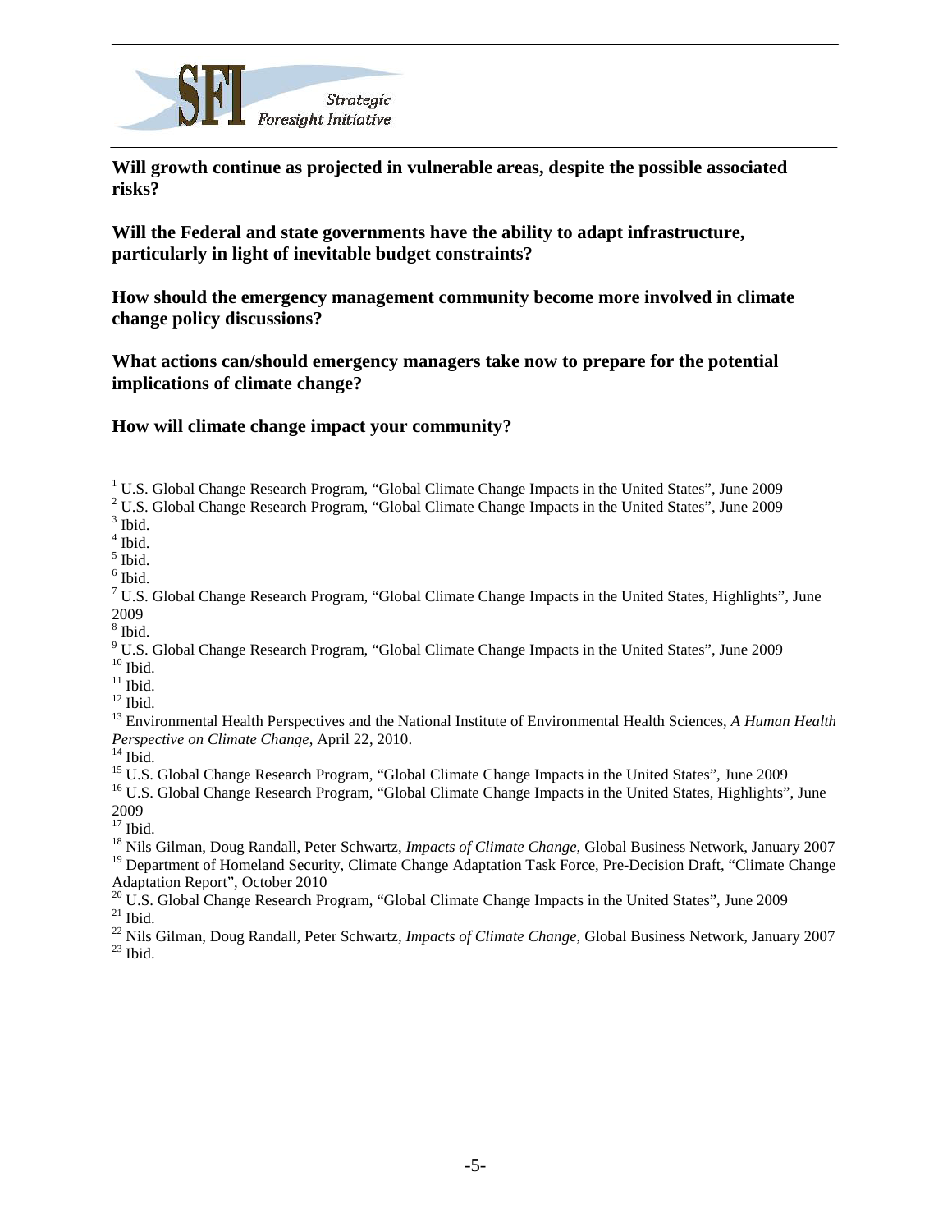**Will growth continue as projected in vulnerable areas, despite the possible associated risks?**

**Will the Federal and state governments have the ability to adapt infrastructure, particularly in light of inevitable budget constraints?**

**How should the emergency management community become more involved in climate change policy discussions?**

**What actions can/should emergency managers take now to prepare for the potential implications of climate change?**

**How will climate change impact your community?**

---

[1] U.S. Global Change Research Program, "Global Climate Change Impacts in the United States", June 2009
[2] U.S. Global Change Research Program, "Global Climate Change Impacts in the United States", June 2009
[3] Ibid.
[4] Ibid.
[5] Ibid.
[6] Ibid.
[7] U.S. Global Change Research Program, "Global Climate Change Impacts in the United States, Highlights", June 2009
[8] Ibid.
[9] U.S. Global Change Research Program, "Global Climate Change Impacts in the United States", June 2009
[10] Ibid.
[11] Ibid.
[12] Ibid.
[13] Environmental Health Perspectives and the National Institute of Environmental Health Sciences, *A Human Health Perspective on Climate Change*, April 22, 2010.
[14] Ibid.
[15] U.S. Global Change Research Program, "Global Climate Change Impacts in the United States", June 2009
[16] U.S. Global Change Research Program, "Global Climate Change Impacts in the United States, Highlights", June 2009
[17] Ibid.
[18] Nils Gilman, Doug Randall, Peter Schwartz, *Impacts of Climate Change*, Global Business Network, January 2007
[19] Department of Homeland Security, Climate Change Adaptation Task Force, Pre-Decision Draft, "Climate Change Adaptation Report", October 2010
[20] U.S. Global Change Research Program, "Global Climate Change Impacts in the United States", June 2009
[21] Ibid.
[22] Nils Gilman, Doug Randall, Peter Schwartz, *Impacts of Climate Change*, Global Business Network, January 2007
[23] Ibid.